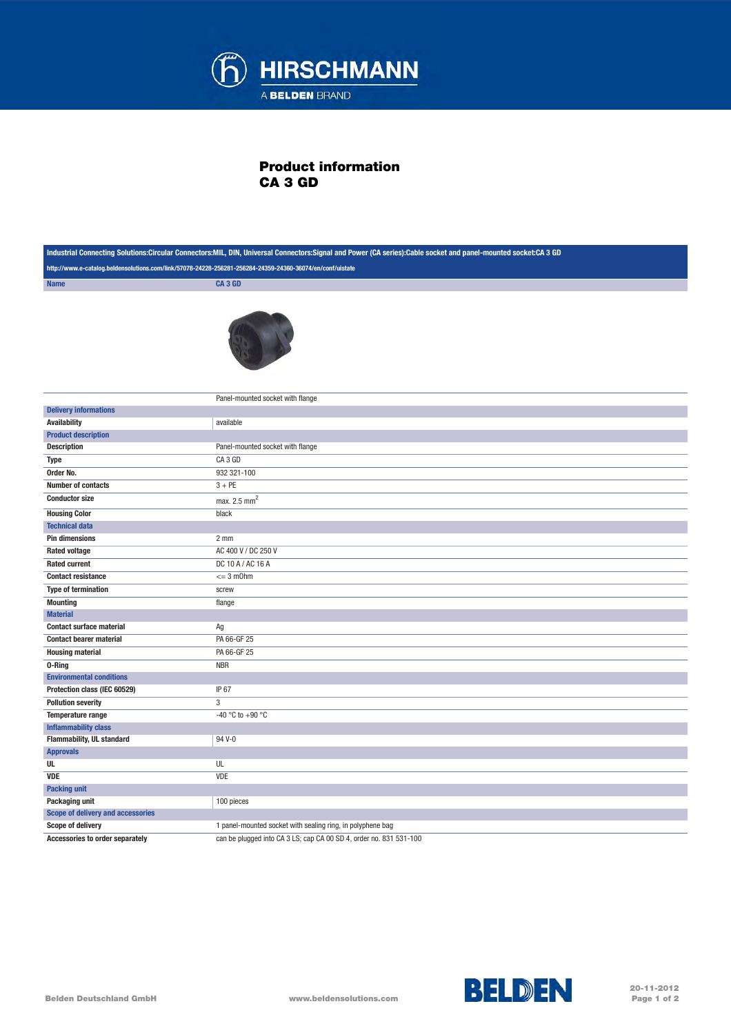# Product information
# CA 3 GD

| Industrial Connecting Solutions:Circular Connectors:MIL, DIN, Universal Connectors:Signal and Power (CA series):Cable socket and panel-mounted socket:CA 3 GD | |
|---|---|
| http://www.e-catalog.beldensolutions.com/link/57078-24228-256281-256284-24359-24360-36074/en/conf/uistate | |
| **Name** | **CA 3 GD** |
| | Panel-mounted socket with flange |
| **Delivery informations** | |
| **Availability** | available |
| **Product description** | |
| **Description** | Panel-mounted socket with flange |
| **Type** | CA 3 GD |
| **Order No.** | 932 321-100 |
| **Number of contacts** | 3 + PE |
| **Conductor size** | max. 2.5 $mm^2$ |
| **Housing Color** | black |
| **Technical data** | |
| **Pin dimensions** | 2 mm |
| **Rated voltage** | AC 400 V / DC 250 V |
| **Rated current** | DC 10 A / AC 16 A |
| **Contact resistance** | <= 3 mOhm |
| **Type of termination** | screw |
| **Mounting** | flange |
| **Material** | |
| **Contact surface material** | Ag |
| **Contact bearer material** | PA 66-GF 25 |
| **Housing material** | PA 66-GF 25 |
| **O-Ring** | NBR |
| **Environmental conditions** | |
| **Protection class (IEC 60529)** | IP 67 |
| **Pollution severity** | 3 |
| **Temperature range** | -40 °C to +90 °C |
| **Inflammability class** | |
| **Flammability, UL standard** | 94 V-0 |
| **Approvals** | |
| **UL** | UL |
| **VDE** | VDE |
| **Packing unit** | |
| **Packaging unit** | 100 pieces |
| **Scope of delivery and accessories** | |
| **Scope of delivery** | 1 panel-mounted socket with sealing ring, in polyphene bag |
| **Accessories to order separately** | can be plugged into CA 3 LS; cap CA 00 SD 4, order no. 831 531-100 |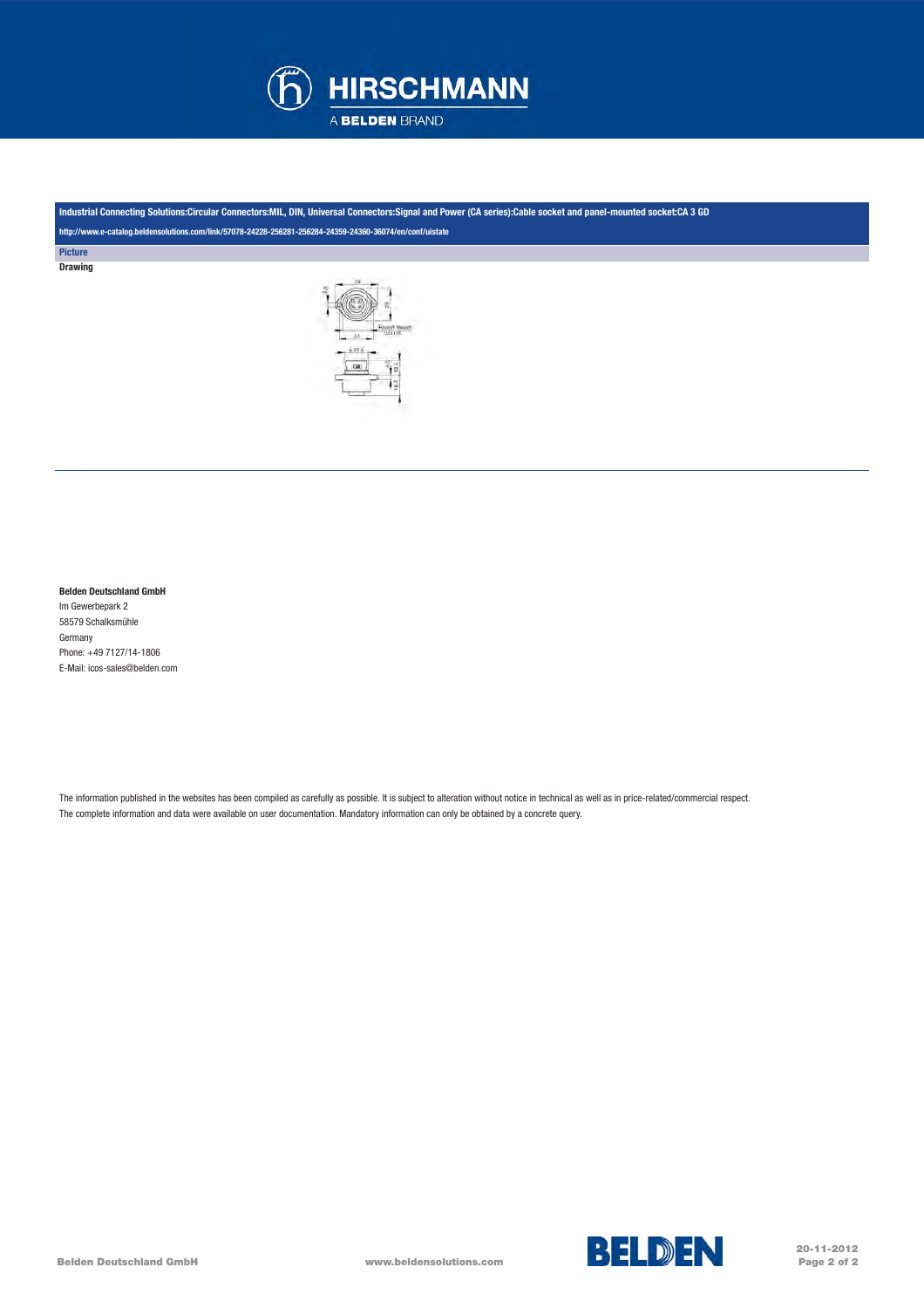**Industrial Connecting Solutions:Circular Connectors:MIL, DIN, Universal Connectors:Signal and Power (CA series):Cable socket and panel-mounted socket:CA 3 GD**

http://www.e-catalog.beldensolutions.com/link/57078-24228-256281-256284-24359-24360-36074/en/conf/uistate

**Picture**

**Drawing**

**Belden Deutschland GmbH**
Im Gewerbepark 2
58579 Schalksmühle
Germany
Phone: +49 7127/14-1806
E-Mail: icos-sales@belden.com

The information published in the websites has been compiled as carefully as possible. It is subject to alteration without notice in technical as well as in price-related/commercial respect.
The complete information and data were available on user documentation. Mandatory information can only be obtained by a concrete query.